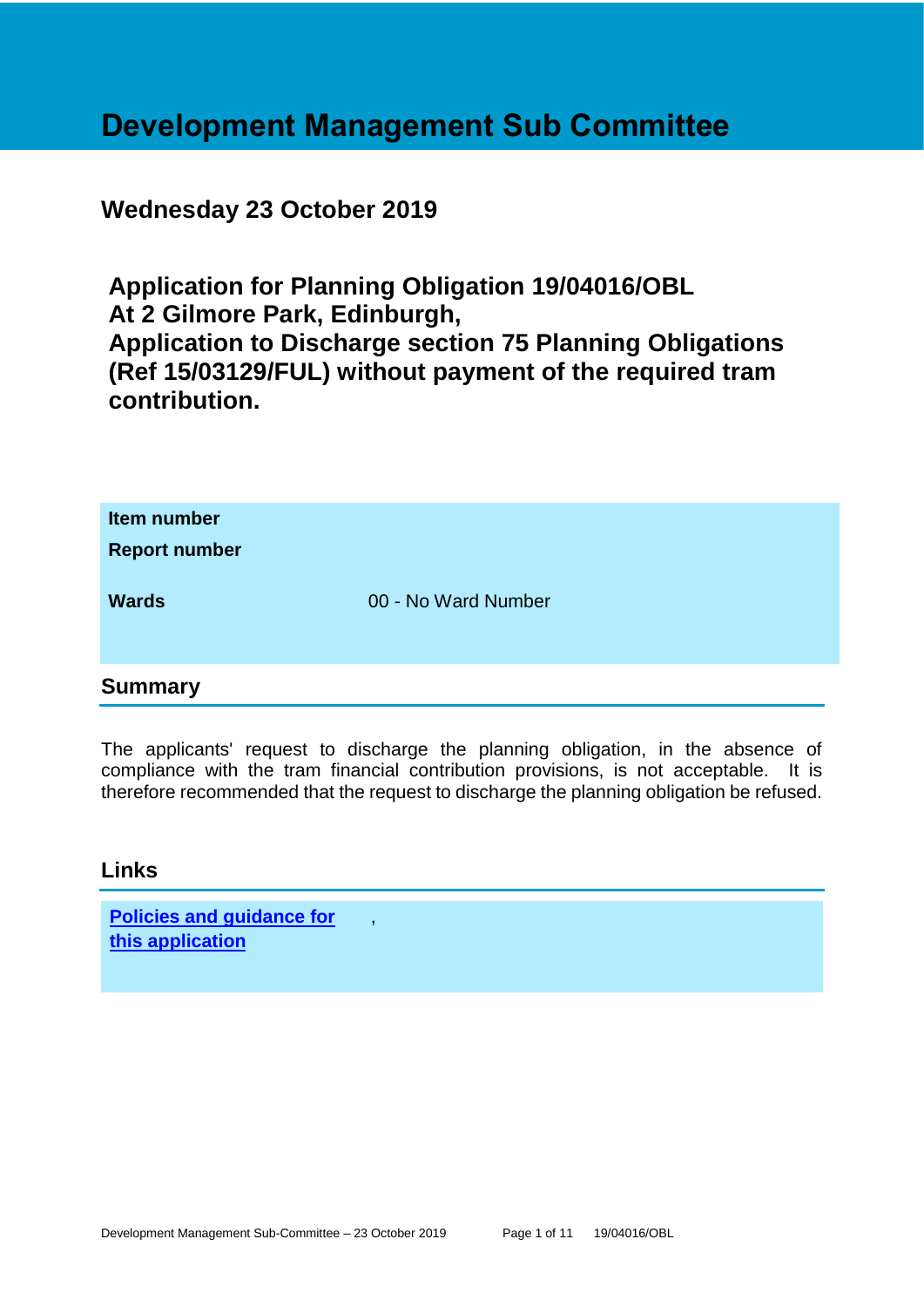# Development Management Sub Committee

## Wednesday 23 October 2019

## Application for Planning Obligation 19/04016/OBL At 2 Gilmore Park, Edinburgh, Application to Discharge section 75 Planning Obligations (Ref 15/03129/FUL) without payment of the required tram contribution.

| | |
|---|---|
| **Item number** | |
| **Report number** | |
| **Wards** | 00 - No Ward Number |

## Summary

The applicants' request to discharge the planning obligation, in the absence of compliance with the tram financial contribution provisions, is not acceptable. It is therefore recommended that the request to discharge the planning obligation be refused.

## Links

| | |
|---|---|
| **Policies and guidance for this application** | , |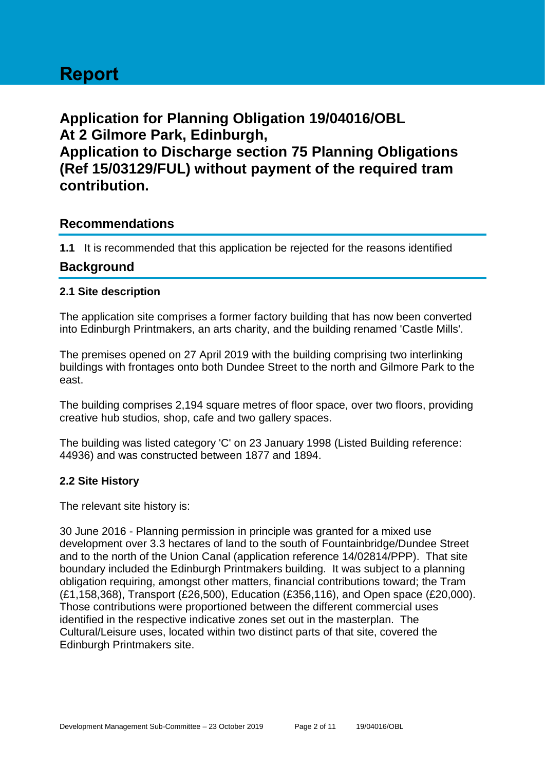# Report

## Application for Planning Obligation 19/04016/OBL
## At 2 Gilmore Park, Edinburgh,
## Application to Discharge section 75 Planning Obligations (Ref 15/03129/FUL) without payment of the required tram contribution.

## Recommendations

**1.1** It is recommended that this application be rejected for the reasons identified

## Background

### 2.1 Site description

The application site comprises a former factory building that has now been converted into Edinburgh Printmakers, an arts charity, and the building renamed 'Castle Mills'.

The premises opened on 27 April 2019 with the building comprising two interlinking buildings with frontages onto both Dundee Street to the north and Gilmore Park to the east.

The building comprises 2,194 square metres of floor space, over two floors, providing creative hub studios, shop, cafe and two gallery spaces.

The building was listed category 'C' on 23 January 1998 (Listed Building reference: 44936) and was constructed between 1877 and 1894.

### 2.2 Site History

The relevant site history is:

30 June 2016 - Planning permission in principle was granted for a mixed use development over 3.3 hectares of land to the south of Fountainbridge/Dundee Street and to the north of the Union Canal (application reference 14/02814/PPP). That site boundary included the Edinburgh Printmakers building. It was subject to a planning obligation requiring, amongst other matters, financial contributions toward; the Tram (£1,158,368), Transport (£26,500), Education (£356,116), and Open space (£20,000). Those contributions were proportioned between the different commercial uses identified in the respective indicative zones set out in the masterplan. The Cultural/Leisure uses, located within two distinct parts of that site, covered the Edinburgh Printmakers site.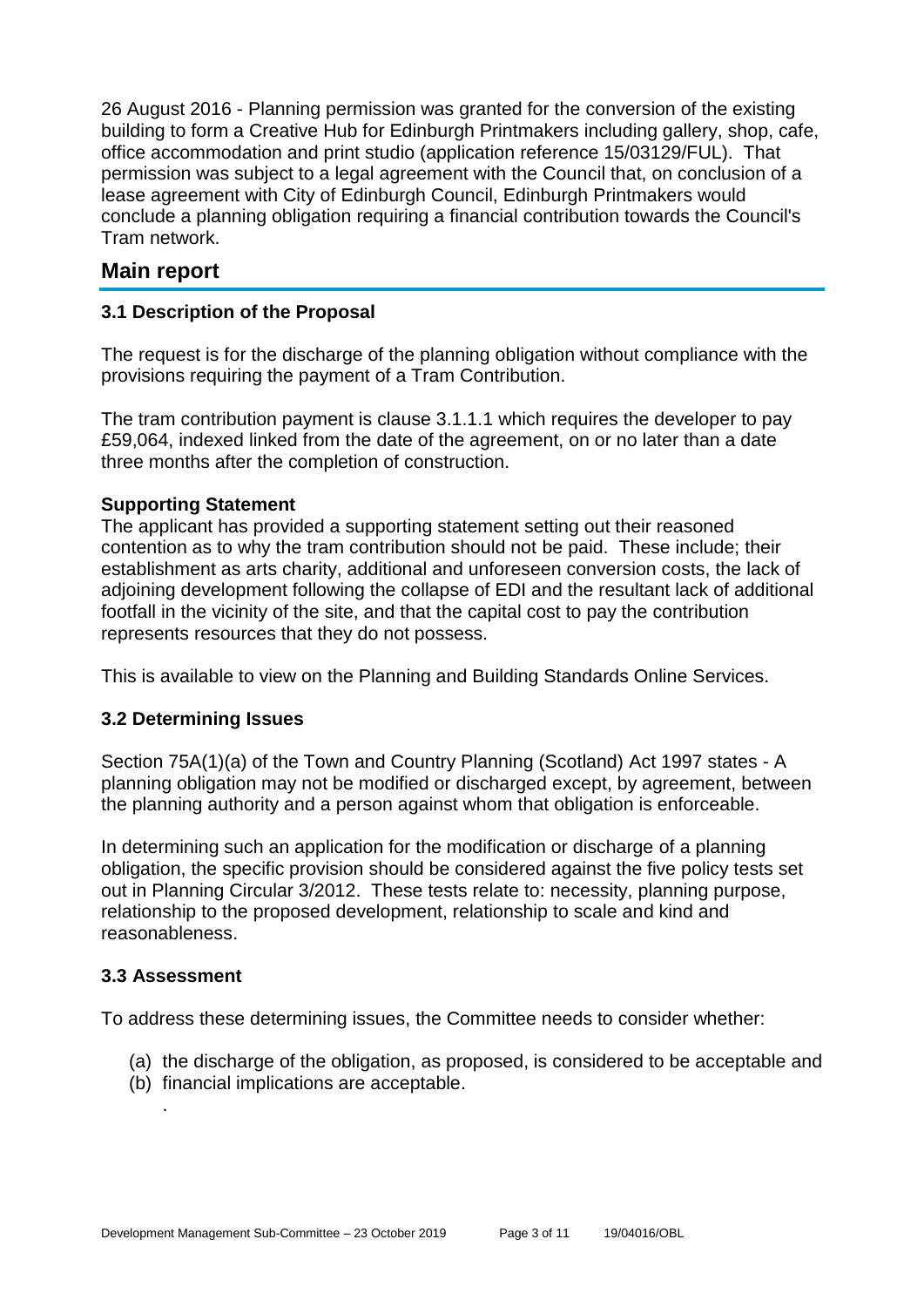26 August 2016 - Planning permission was granted for the conversion of the existing building to form a Creative Hub for Edinburgh Printmakers including gallery, shop, cafe, office accommodation and print studio (application reference 15/03129/FUL). That permission was subject to a legal agreement with the Council that, on conclusion of a lease agreement with City of Edinburgh Council, Edinburgh Printmakers would conclude a planning obligation requiring a financial contribution towards the Council's Tram network.

## Main report

### 3.1 Description of the Proposal

The request is for the discharge of the planning obligation without compliance with the provisions requiring the payment of a Tram Contribution.

The tram contribution payment is clause 3.1.1.1 which requires the developer to pay £59,064, indexed linked from the date of the agreement, on or no later than a date three months after the completion of construction.

**Supporting Statement**

The applicant has provided a supporting statement setting out their reasoned contention as to why the tram contribution should not be paid. These include; their establishment as arts charity, additional and unforeseen conversion costs, the lack of adjoining development following the collapse of EDI and the resultant lack of additional footfall in the vicinity of the site, and that the capital cost to pay the contribution represents resources that they do not possess.

This is available to view on the Planning and Building Standards Online Services.

### 3.2 Determining Issues

Section 75A(1)(a) of the Town and Country Planning (Scotland) Act 1997 states - A planning obligation may not be modified or discharged except, by agreement, between the planning authority and a person against whom that obligation is enforceable.

In determining such an application for the modification or discharge of a planning obligation, the specific provision should be considered against the five policy tests set out in Planning Circular 3/2012. These tests relate to: necessity, planning purpose, relationship to the proposed development, relationship to scale and kind and reasonableness.

### 3.3 Assessment

To address these determining issues, the Committee needs to consider whether:

(a) the discharge of the obligation, as proposed, is considered to be acceptable and
(b) financial implications are acceptable.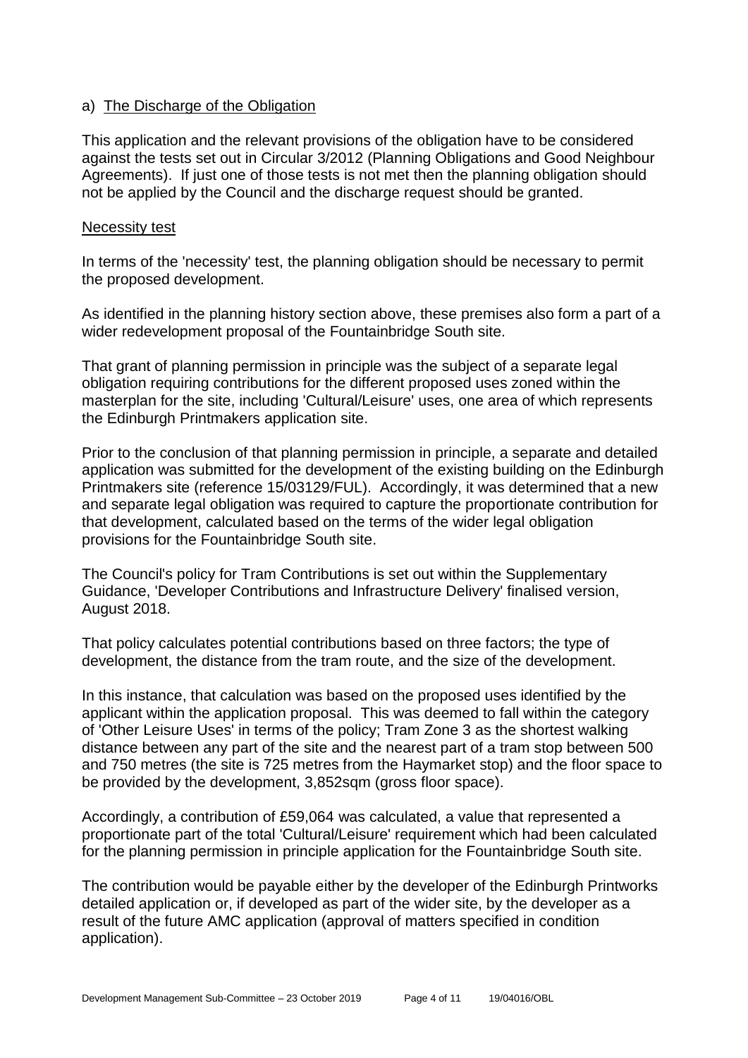a) The Discharge of the Obligation

This application and the relevant provisions of the obligation have to be considered against the tests set out in Circular 3/2012 (Planning Obligations and Good Neighbour Agreements). If just one of those tests is not met then the planning obligation should not be applied by the Council and the discharge request should be granted.

Necessity test

In terms of the 'necessity' test, the planning obligation should be necessary to permit the proposed development.

As identified in the planning history section above, these premises also form a part of a wider redevelopment proposal of the Fountainbridge South site.

That grant of planning permission in principle was the subject of a separate legal obligation requiring contributions for the different proposed uses zoned within the masterplan for the site, including 'Cultural/Leisure' uses, one area of which represents the Edinburgh Printmakers application site.

Prior to the conclusion of that planning permission in principle, a separate and detailed application was submitted for the development of the existing building on the Edinburgh Printmakers site (reference 15/03129/FUL). Accordingly, it was determined that a new and separate legal obligation was required to capture the proportionate contribution for that development, calculated based on the terms of the wider legal obligation provisions for the Fountainbridge South site.

The Council's policy for Tram Contributions is set out within the Supplementary Guidance, 'Developer Contributions and Infrastructure Delivery' finalised version, August 2018.

That policy calculates potential contributions based on three factors; the type of development, the distance from the tram route, and the size of the development.

In this instance, that calculation was based on the proposed uses identified by the applicant within the application proposal. This was deemed to fall within the category of 'Other Leisure Uses' in terms of the policy; Tram Zone 3 as the shortest walking distance between any part of the site and the nearest part of a tram stop between 500 and 750 metres (the site is 725 metres from the Haymarket stop) and the floor space to be provided by the development, 3,852sqm (gross floor space).

Accordingly, a contribution of £59,064 was calculated, a value that represented a proportionate part of the total 'Cultural/Leisure' requirement which had been calculated for the planning permission in principle application for the Fountainbridge South site.

The contribution would be payable either by the developer of the Edinburgh Printworks detailed application or, if developed as part of the wider site, by the developer as a result of the future AMC application (approval of matters specified in condition application).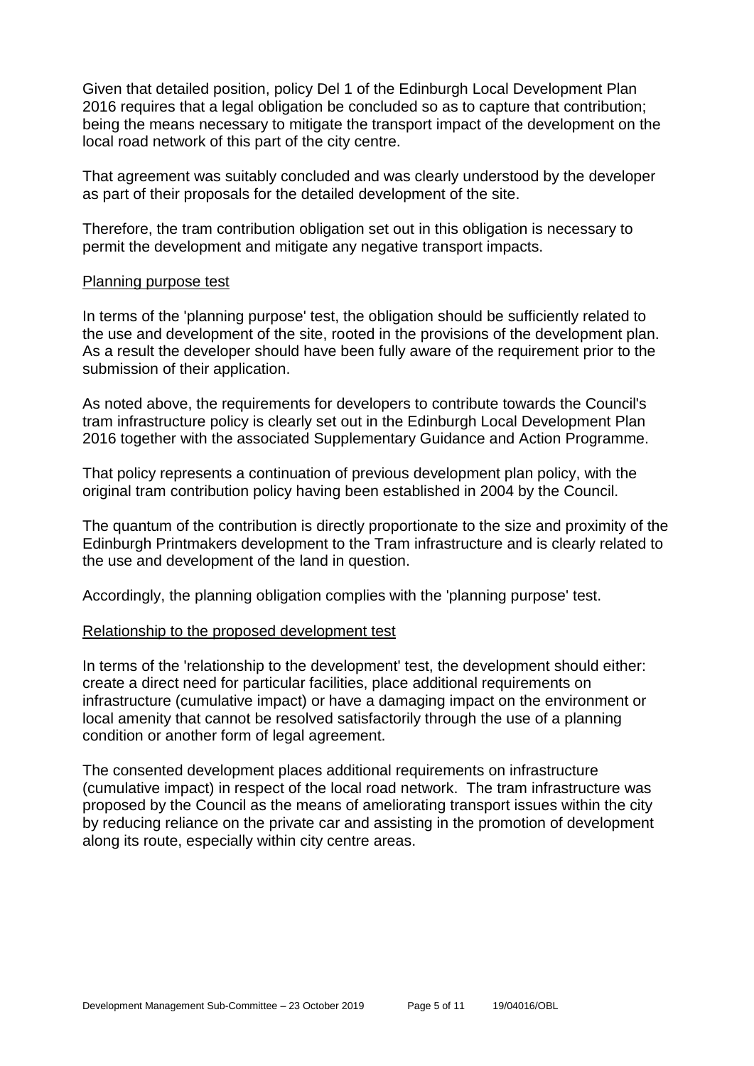Given that detailed position, policy Del 1 of the Edinburgh Local Development Plan 2016 requires that a legal obligation be concluded so as to capture that contribution; being the means necessary to mitigate the transport impact of the development on the local road network of this part of the city centre.

That agreement was suitably concluded and was clearly understood by the developer as part of their proposals for the detailed development of the site.

Therefore, the tram contribution obligation set out in this obligation is necessary to permit the development and mitigate any negative transport impacts.

Planning purpose test

In terms of the 'planning purpose' test, the obligation should be sufficiently related to the use and development of the site, rooted in the provisions of the development plan. As a result the developer should have been fully aware of the requirement prior to the submission of their application.

As noted above, the requirements for developers to contribute towards the Council's tram infrastructure policy is clearly set out in the Edinburgh Local Development Plan 2016 together with the associated Supplementary Guidance and Action Programme.

That policy represents a continuation of previous development plan policy, with the original tram contribution policy having been established in 2004 by the Council.

The quantum of the contribution is directly proportionate to the size and proximity of the Edinburgh Printmakers development to the Tram infrastructure and is clearly related to the use and development of the land in question.

Accordingly, the planning obligation complies with the 'planning purpose' test.

Relationship to the proposed development test

In terms of the 'relationship to the development' test, the development should either: create a direct need for particular facilities, place additional requirements on infrastructure (cumulative impact) or have a damaging impact on the environment or local amenity that cannot be resolved satisfactorily through the use of a planning condition or another form of legal agreement.

The consented development places additional requirements on infrastructure (cumulative impact) in respect of the local road network. The tram infrastructure was proposed by the Council as the means of ameliorating transport issues within the city by reducing reliance on the private car and assisting in the promotion of development along its route, especially within city centre areas.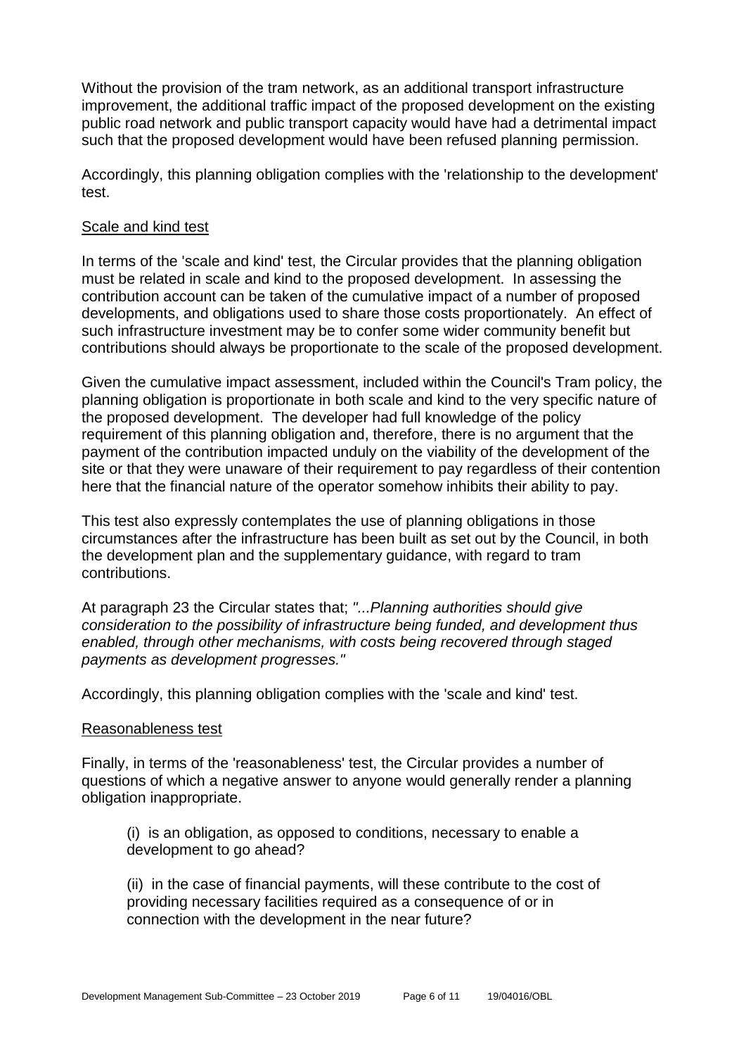Without the provision of the tram network, as an additional transport infrastructure improvement, the additional traffic impact of the proposed development on the existing public road network and public transport capacity would have had a detrimental impact such that the proposed development would have been refused planning permission.

Accordingly, this planning obligation complies with the 'relationship to the development' test.

Scale and kind test

In terms of the 'scale and kind' test, the Circular provides that the planning obligation must be related in scale and kind to the proposed development. In assessing the contribution account can be taken of the cumulative impact of a number of proposed developments, and obligations used to share those costs proportionately. An effect of such infrastructure investment may be to confer some wider community benefit but contributions should always be proportionate to the scale of the proposed development.

Given the cumulative impact assessment, included within the Council's Tram policy, the planning obligation is proportionate in both scale and kind to the very specific nature of the proposed development. The developer had full knowledge of the policy requirement of this planning obligation and, therefore, there is no argument that the payment of the contribution impacted unduly on the viability of the development of the site or that they were unaware of their requirement to pay regardless of their contention here that the financial nature of the operator somehow inhibits their ability to pay.

This test also expressly contemplates the use of planning obligations in those circumstances after the infrastructure has been built as set out by the Council, in both the development plan and the supplementary guidance, with regard to tram contributions.

At paragraph 23 the Circular states that; *"...Planning authorities should give consideration to the possibility of infrastructure being funded, and development thus enabled, through other mechanisms, with costs being recovered through staged payments as development progresses."*

Accordingly, this planning obligation complies with the 'scale and kind' test.

Reasonableness test

Finally, in terms of the 'reasonableness' test, the Circular provides a number of questions of which a negative answer to anyone would generally render a planning obligation inappropriate.

(i) is an obligation, as opposed to conditions, necessary to enable a development to go ahead?

(ii) in the case of financial payments, will these contribute to the cost of providing necessary facilities required as a consequence of or in connection with the development in the near future?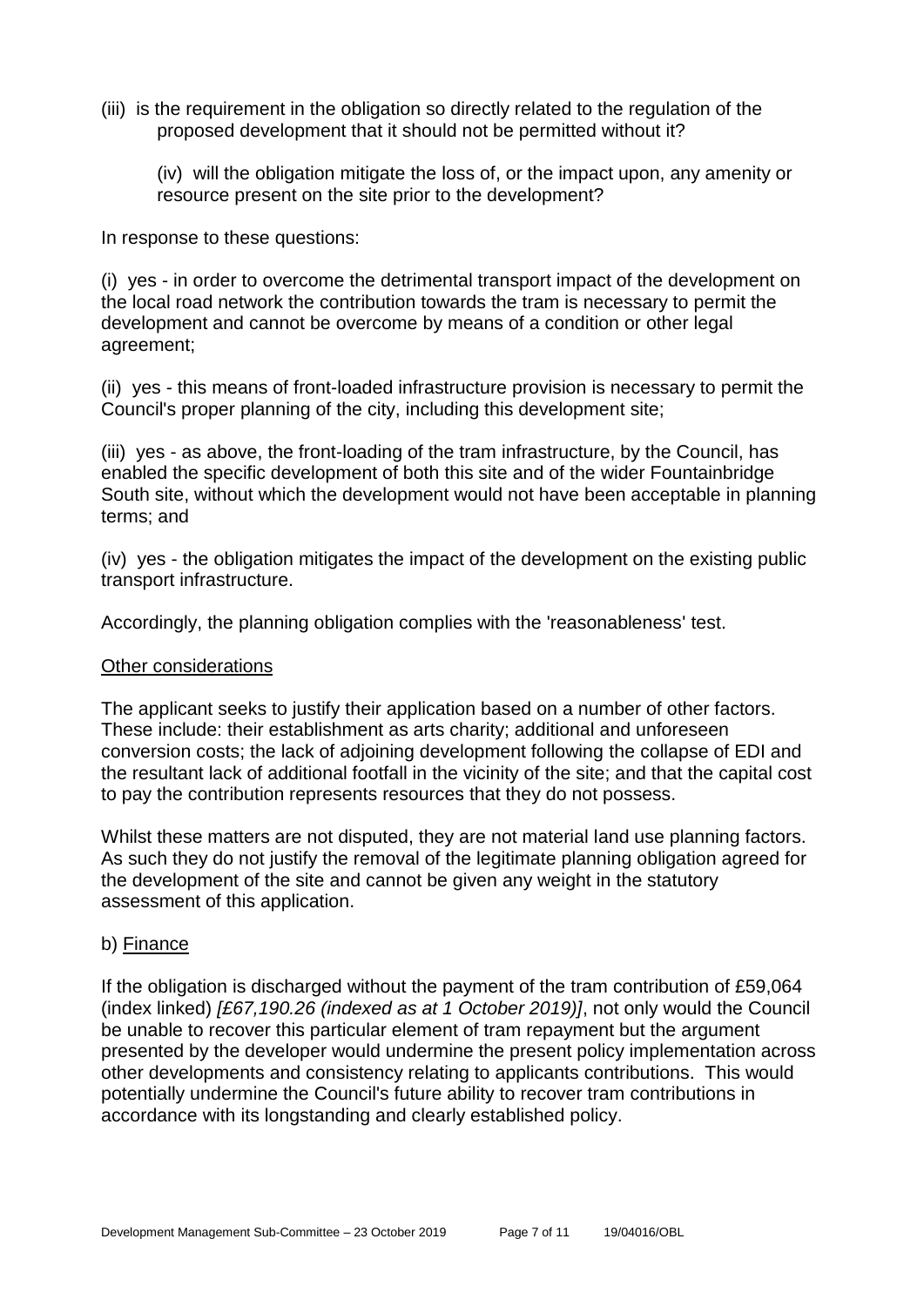(iii) is the requirement in the obligation so directly related to the regulation of the proposed development that it should not be permitted without it?

(iv) will the obligation mitigate the loss of, or the impact upon, any amenity or resource present on the site prior to the development?

In response to these questions:

(i) yes - in order to overcome the detrimental transport impact of the development on the local road network the contribution towards the tram is necessary to permit the development and cannot be overcome by means of a condition or other legal agreement;

(ii) yes - this means of front-loaded infrastructure provision is necessary to permit the Council's proper planning of the city, including this development site;

(iii) yes - as above, the front-loading of the tram infrastructure, by the Council, has enabled the specific development of both this site and of the wider Fountainbridge South site, without which the development would not have been acceptable in planning terms; and

(iv) yes - the obligation mitigates the impact of the development on the existing public transport infrastructure.

Accordingly, the planning obligation complies with the 'reasonableness' test.

<u>Other considerations</u>

The applicant seeks to justify their application based on a number of other factors. These include: their establishment as arts charity; additional and unforeseen conversion costs; the lack of adjoining development following the collapse of EDI and the resultant lack of additional footfall in the vicinity of the site; and that the capital cost to pay the contribution represents resources that they do not possess.

Whilst these matters are not disputed, they are not material land use planning factors. As such they do not justify the removal of the legitimate planning obligation agreed for the development of the site and cannot be given any weight in the statutory assessment of this application.

b) <u>Finance</u>

If the obligation is discharged without the payment of the tram contribution of £59,064 (index linked) *[£67,190.26 (indexed as at 1 October 2019)]*, not only would the Council be unable to recover this particular element of tram repayment but the argument presented by the developer would undermine the present policy implementation across other developments and consistency relating to applicants contributions. This would potentially undermine the Council's future ability to recover tram contributions in accordance with its longstanding and clearly established policy.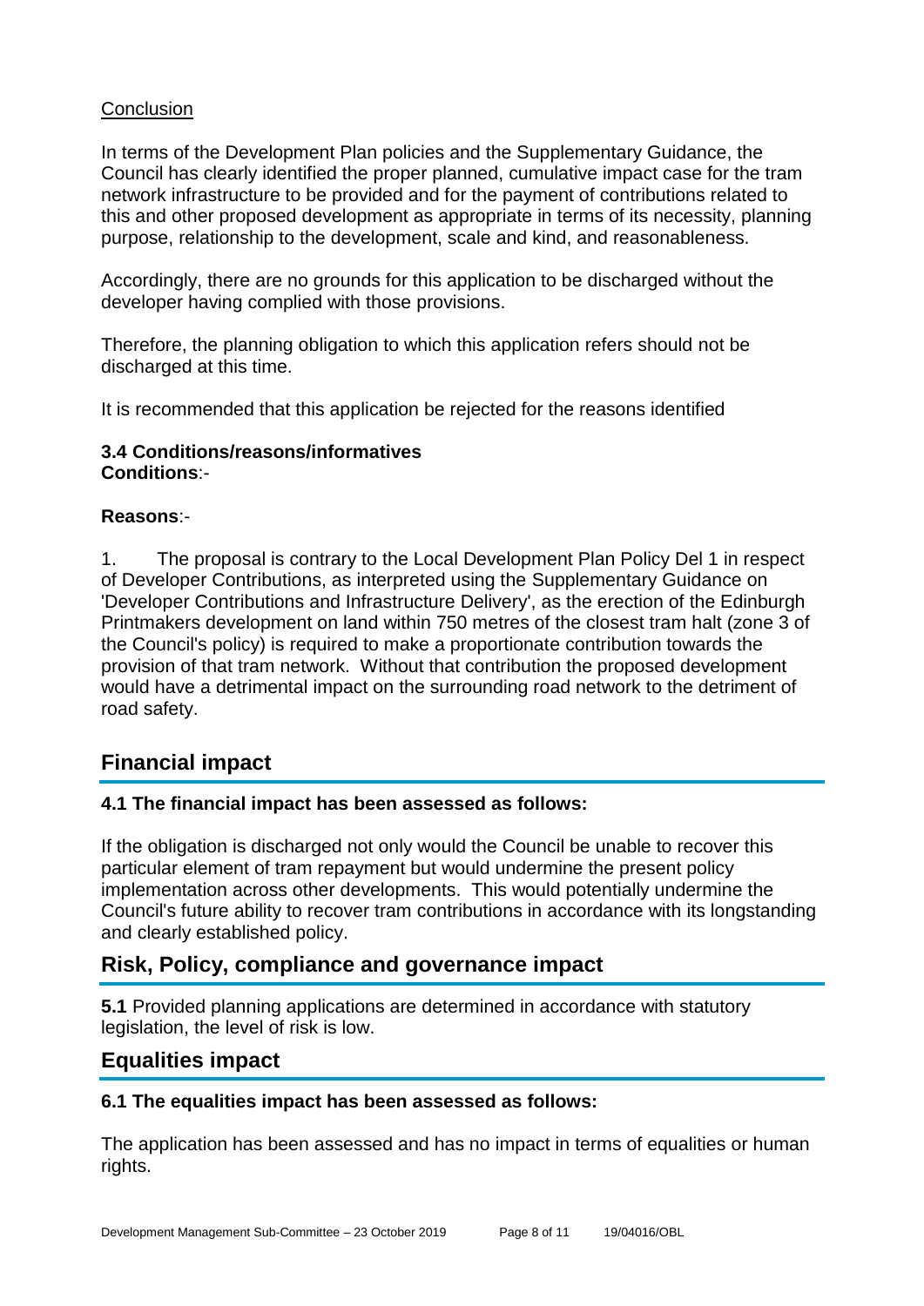Conclusion

In terms of the Development Plan policies and the Supplementary Guidance, the Council has clearly identified the proper planned, cumulative impact case for the tram network infrastructure to be provided and for the payment of contributions related to this and other proposed development as appropriate in terms of its necessity, planning purpose, relationship to the development, scale and kind, and reasonableness.

Accordingly, there are no grounds for this application to be discharged without the developer having complied with those provisions.

Therefore, the planning obligation to which this application refers should not be discharged at this time.

It is recommended that this application be rejected for the reasons identified

**3.4 Conditions/reasons/informatives**
**Conditions**:-

**Reasons**:-

1. The proposal is contrary to the Local Development Plan Policy Del 1 in respect of Developer Contributions, as interpreted using the Supplementary Guidance on 'Developer Contributions and Infrastructure Delivery', as the erection of the Edinburgh Printmakers development on land within 750 metres of the closest tram halt (zone 3 of the Council's policy) is required to make a proportionate contribution towards the provision of that tram network. Without that contribution the proposed development would have a detrimental impact on the surrounding road network to the detriment of road safety.

## Financial impact

### 4.1 The financial impact has been assessed as follows:

If the obligation is discharged not only would the Council be unable to recover this particular element of tram repayment but would undermine the present policy implementation across other developments. This would potentially undermine the Council's future ability to recover tram contributions in accordance with its longstanding and clearly established policy.

## Risk, Policy, compliance and governance impact

**5.1** Provided planning applications are determined in accordance with statutory legislation, the level of risk is low.

## Equalities impact

### 6.1 The equalities impact has been assessed as follows:

The application has been assessed and has no impact in terms of equalities or human rights.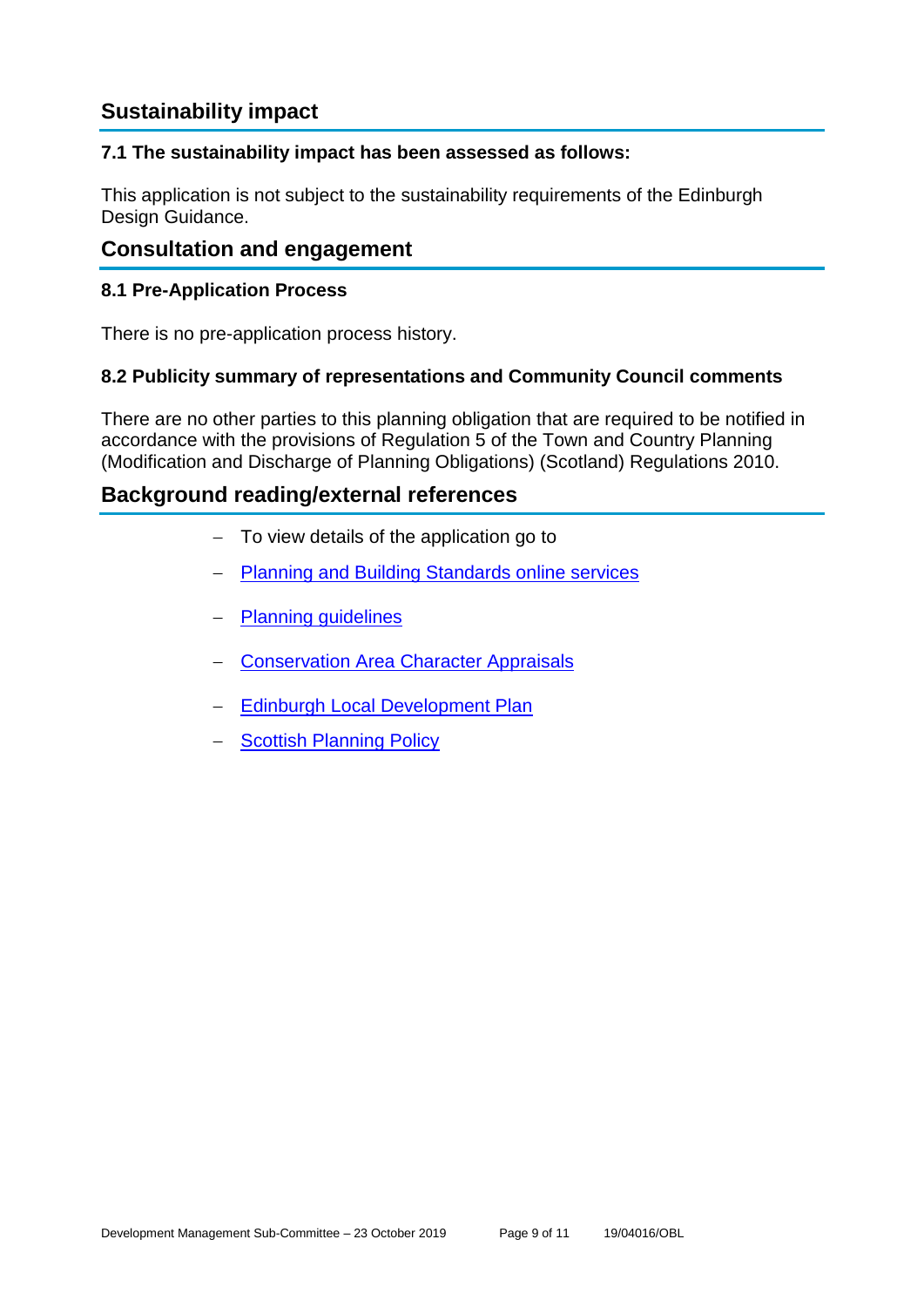## Sustainability impact

### 7.1 The sustainability impact has been assessed as follows:

This application is not subject to the sustainability requirements of the Edinburgh Design Guidance.

## Consultation and engagement

### 8.1 Pre-Application Process

There is no pre-application process history.

### 8.2 Publicity summary of representations and Community Council comments

There are no other parties to this planning obligation that are required to be notified in accordance with the provisions of Regulation 5 of the Town and Country Planning (Modification and Discharge of Planning Obligations) (Scotland) Regulations 2010.

## Background reading/external references

- To view details of the application go to
- Planning and Building Standards online services
- Planning guidelines
- Conservation Area Character Appraisals
- Edinburgh Local Development Plan
- Scottish Planning Policy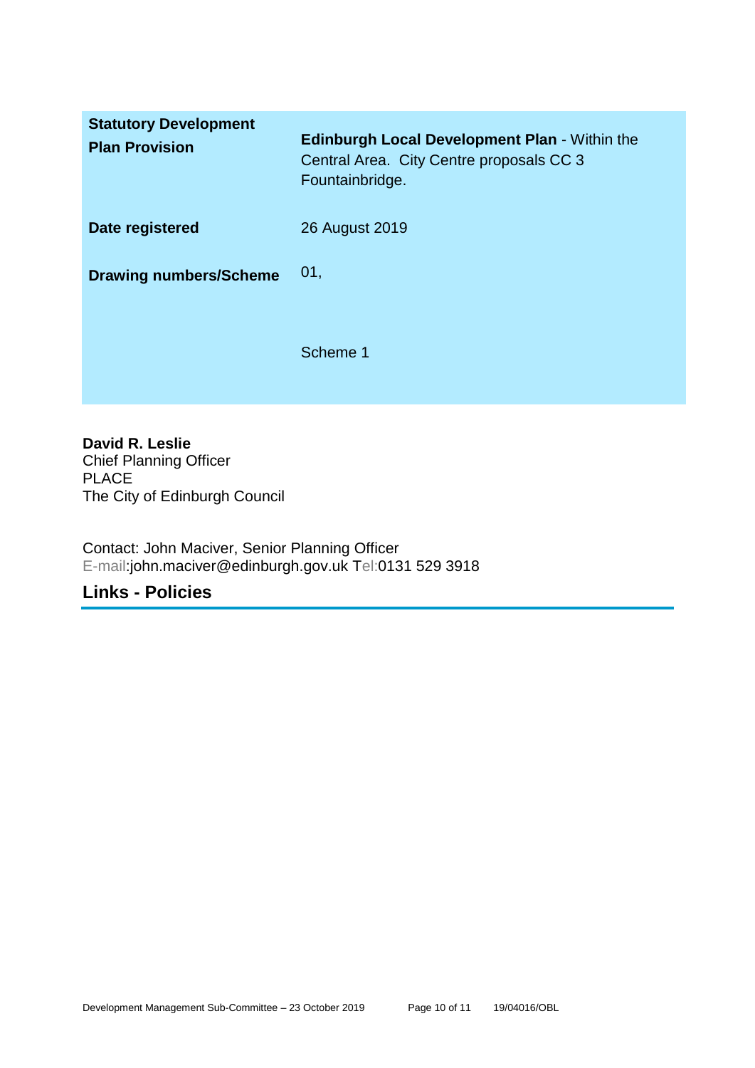| | |
|---|---|
| **Statutory Development Plan Provision** | **Edinburgh Local Development Plan** - Within the Central Area. City Centre proposals CC 3 Fountainbridge. |
| **Date registered** | 26 August 2019 |
| **Drawing numbers/Scheme** | 01,<br><br>Scheme 1 |

**David R. Leslie**
Chief Planning Officer
PLACE
The City of Edinburgh Council

Contact: John Maciver, Senior Planning Officer
E-mail:john.maciver@edinburgh.gov.uk Tel:0131 529 3918

## Links - Policies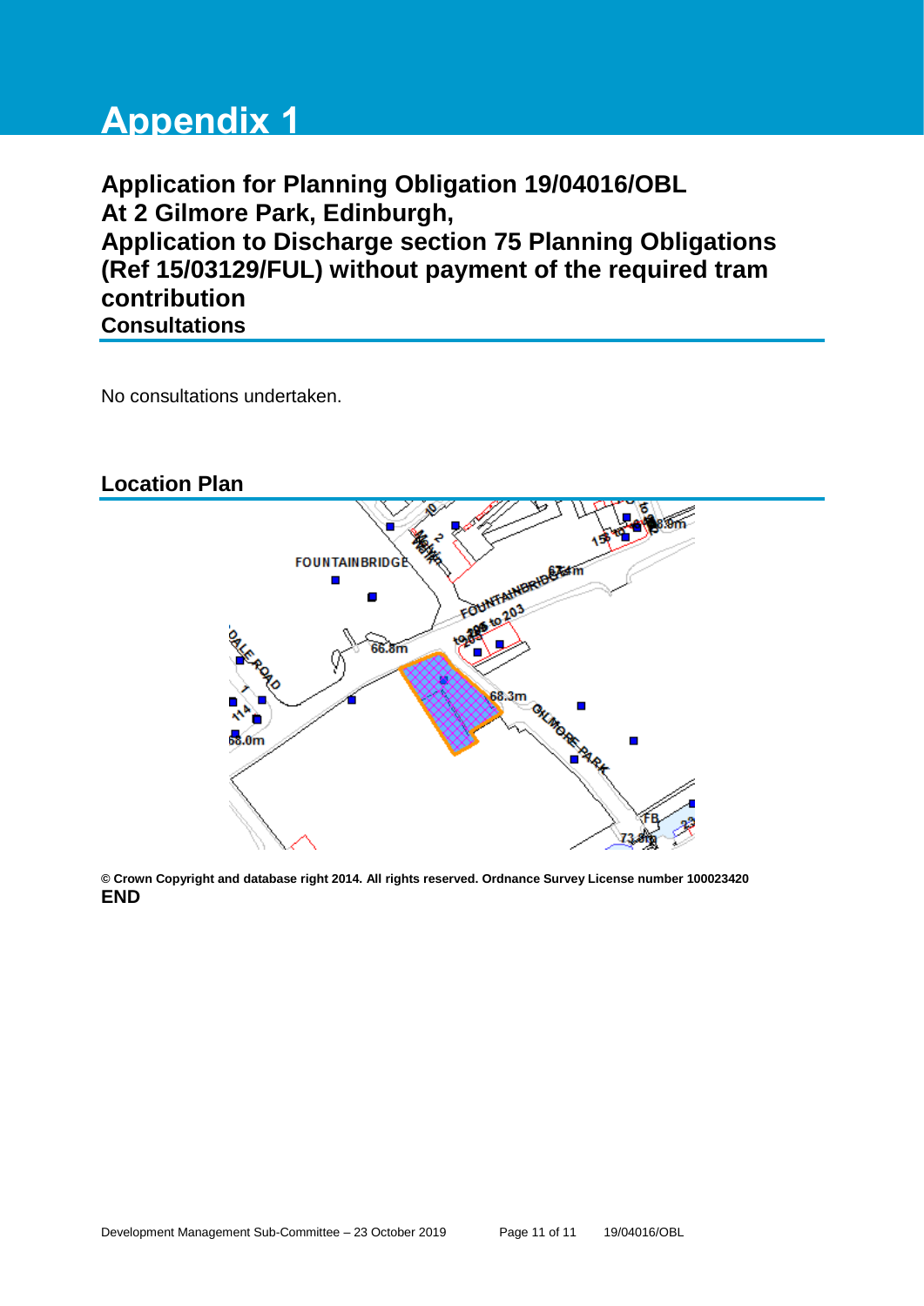# Appendix 1

## Application for Planning Obligation 19/04016/OBL
## At 2 Gilmore Park, Edinburgh,
## Application to Discharge section 75 Planning Obligations (Ref 15/03129/FUL) without payment of the required tram contribution

### Consultations

No consultations undertaken.

### Location Plan

FOUNTAINBRIDGE

DALE ROAD

GILMORE PARK

66.8m

68.3m

68.0m

73.8m

195 to 203

FB

**© Crown Copyright and database right 2014. All rights reserved. Ordnance Survey License number 100023420**

**END**